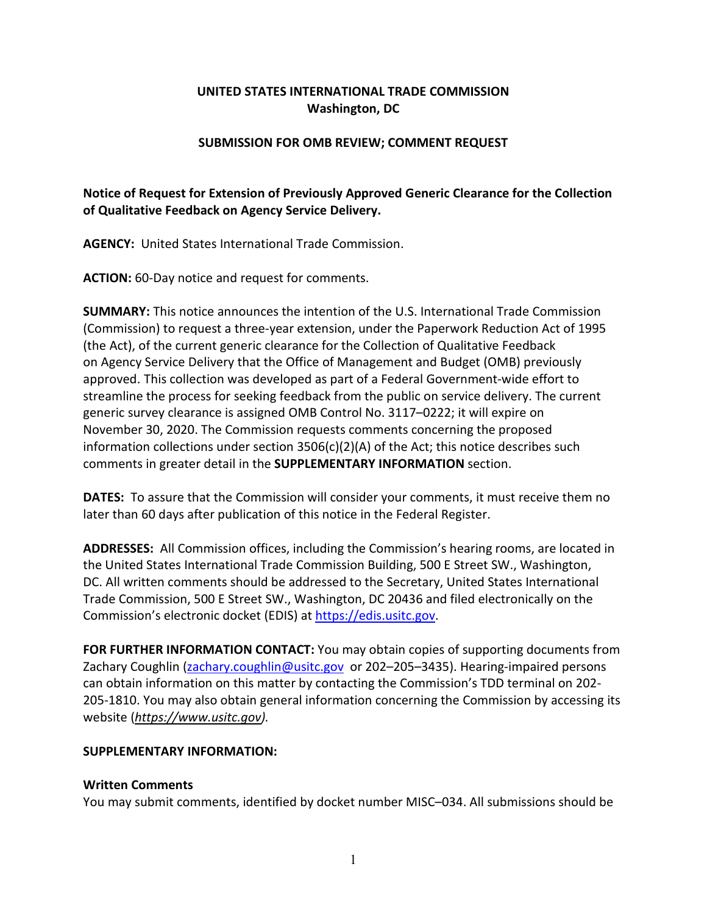**UNITED STATES INTERNATIONAL TRADE COMMISSION**
**Washington, DC**

**SUBMISSION FOR OMB REVIEW; COMMENT REQUEST**

**Notice of Request for Extension of Previously Approved Generic Clearance for the Collection of Qualitative Feedback on Agency Service Delivery.**

**AGENCY:** United States International Trade Commission.

**ACTION:** 60-Day notice and request for comments.

**SUMMARY:** This notice announces the intention of the U.S. International Trade Commission (Commission) to request a three-year extension, under the Paperwork Reduction Act of 1995 (the Act), of the current generic clearance for the Collection of Qualitative Feedback on Agency Service Delivery that the Office of Management and Budget (OMB) previously approved. This collection was developed as part of a Federal Government-wide effort to streamline the process for seeking feedback from the public on service delivery. The current generic survey clearance is assigned OMB Control No. 3117–0222; it will expire on November 30, 2020. The Commission requests comments concerning the proposed information collections under section 3506(c)(2)(A) of the Act; this notice describes such comments in greater detail in the **SUPPLEMENTARY INFORMATION** section.

**DATES:** To assure that the Commission will consider your comments, it must receive them no later than 60 days after publication of this notice in the Federal Register.

**ADDRESSES:** All Commission offices, including the Commission's hearing rooms, are located in the United States International Trade Commission Building, 500 E Street SW., Washington, DC. All written comments should be addressed to the Secretary, United States International Trade Commission, 500 E Street SW., Washington, DC 20436 and filed electronically on the Commission's electronic docket (EDIS) at https://edis.usitc.gov.

**FOR FURTHER INFORMATION CONTACT:** You may obtain copies of supporting documents from Zachary Coughlin (zachary.coughlin@usitc.gov or 202–205–3435). Hearing-impaired persons can obtain information on this matter by contacting the Commission's TDD terminal on 202-205-1810. You may also obtain general information concerning the Commission by accessing its website (*https://www.usitc.gov).*

**SUPPLEMENTARY INFORMATION:**

**Written Comments**

You may submit comments, identified by docket number MISC–034. All submissions should be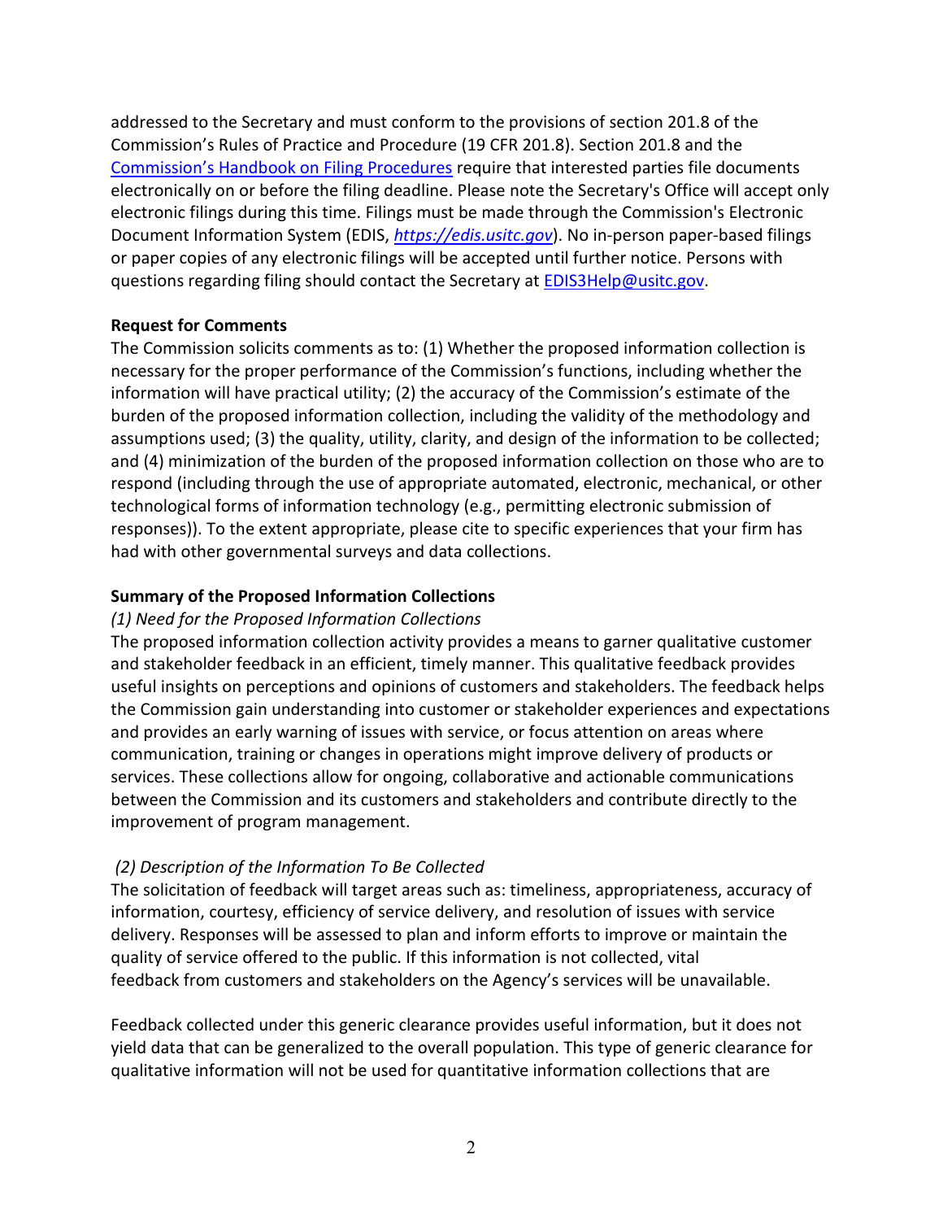addressed to the Secretary and must conform to the provisions of section 201.8 of the Commission's Rules of Practice and Procedure (19 CFR 201.8). Section 201.8 and the [Commission's Handbook on Filing Procedures](#) require that interested parties file documents electronically on or before the filing deadline. Please note the Secretary's Office will accept only electronic filings during this time. Filings must be made through the Commission's Electronic Document Information System (EDIS, *https://edis.usitc.gov*). No in-person paper-based filings or paper copies of any electronic filings will be accepted until further notice. Persons with questions regarding filing should contact the Secretary at EDIS3Help@usitc.gov.

**Request for Comments**

The Commission solicits comments as to: (1) Whether the proposed information collection is necessary for the proper performance of the Commission's functions, including whether the information will have practical utility; (2) the accuracy of the Commission's estimate of the burden of the proposed information collection, including the validity of the methodology and assumptions used; (3) the quality, utility, clarity, and design of the information to be collected; and (4) minimization of the burden of the proposed information collection on those who are to respond (including through the use of appropriate automated, electronic, mechanical, or other technological forms of information technology (e.g., permitting electronic submission of responses)). To the extent appropriate, please cite to specific experiences that your firm has had with other governmental surveys and data collections.

**Summary of the Proposed Information Collections**

*(1) Need for the Proposed Information Collections*

The proposed information collection activity provides a means to garner qualitative customer and stakeholder feedback in an efficient, timely manner. This qualitative feedback provides useful insights on perceptions and opinions of customers and stakeholders. The feedback helps the Commission gain understanding into customer or stakeholder experiences and expectations and provides an early warning of issues with service, or focus attention on areas where communication, training or changes in operations might improve delivery of products or services. These collections allow for ongoing, collaborative and actionable communications between the Commission and its customers and stakeholders and contribute directly to the improvement of program management.

*(2) Description of the Information To Be Collected*

The solicitation of feedback will target areas such as: timeliness, appropriateness, accuracy of information, courtesy, efficiency of service delivery, and resolution of issues with service delivery. Responses will be assessed to plan and inform efforts to improve or maintain the quality of service offered to the public. If this information is not collected, vital feedback from customers and stakeholders on the Agency's services will be unavailable.

Feedback collected under this generic clearance provides useful information, but it does not yield data that can be generalized to the overall population. This type of generic clearance for qualitative information will not be used for quantitative information collections that are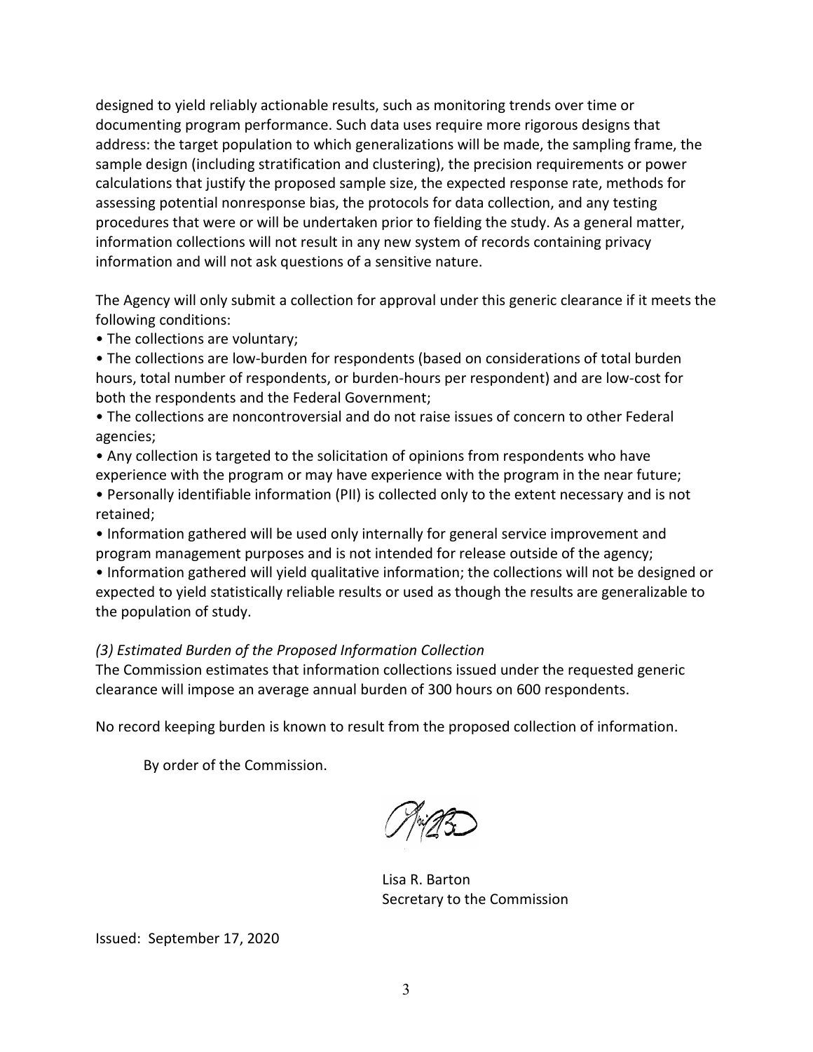designed to yield reliably actionable results, such as monitoring trends over time or documenting program performance. Such data uses require more rigorous designs that address: the target population to which generalizations will be made, the sampling frame, the sample design (including stratification and clustering), the precision requirements or power calculations that justify the proposed sample size, the expected response rate, methods for assessing potential nonresponse bias, the protocols for data collection, and any testing procedures that were or will be undertaken prior to fielding the study. As a general matter, information collections will not result in any new system of records containing privacy information and will not ask questions of a sensitive nature.

The Agency will only submit a collection for approval under this generic clearance if it meets the following conditions:

- The collections are voluntary;
- The collections are low-burden for respondents (based on considerations of total burden hours, total number of respondents, or burden-hours per respondent) and are low-cost for both the respondents and the Federal Government;
- The collections are noncontroversial and do not raise issues of concern to other Federal agencies;
- Any collection is targeted to the solicitation of opinions from respondents who have experience with the program or may have experience with the program in the near future;
- Personally identifiable information (PII) is collected only to the extent necessary and is not retained;
- Information gathered will be used only internally for general service improvement and program management purposes and is not intended for release outside of the agency;
- Information gathered will yield qualitative information; the collections will not be designed or expected to yield statistically reliable results or used as though the results are generalizable to the population of study.

*(3) Estimated Burden of the Proposed Information Collection*

The Commission estimates that information collections issued under the requested generic clearance will impose an average annual burden of 300 hours on 600 respondents.

No record keeping burden is known to result from the proposed collection of information.

By order of the Commission.

Lisa R. Barton
Secretary to the Commission

Issued: September 17, 2020